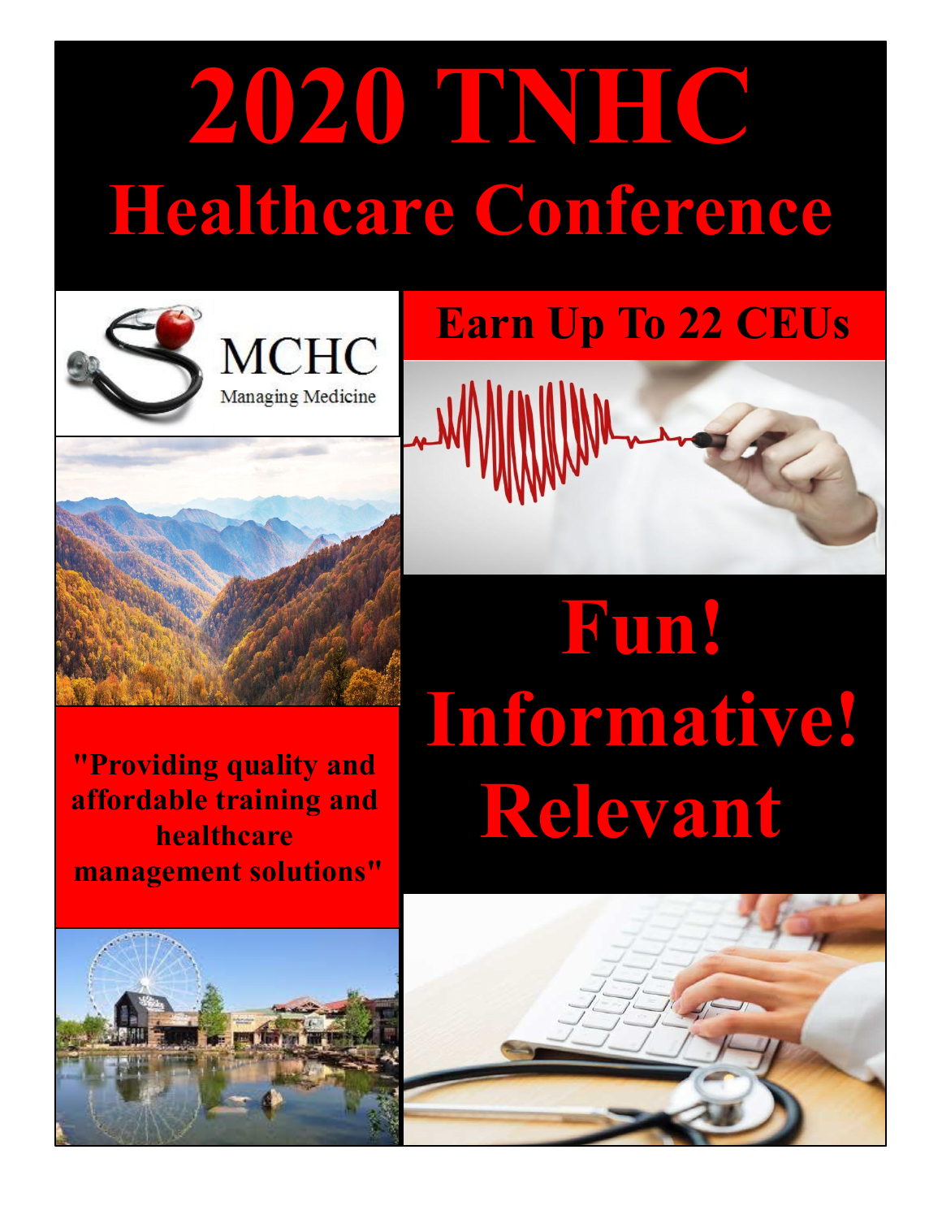# 2020 TNHC

## Healthcare Conference

MCHC

Managing Medicine

## Earn Up To 22 CEUs

# Fun! Informative! Relevant

**"Providing quality and affordable training and healthcare management solutions"**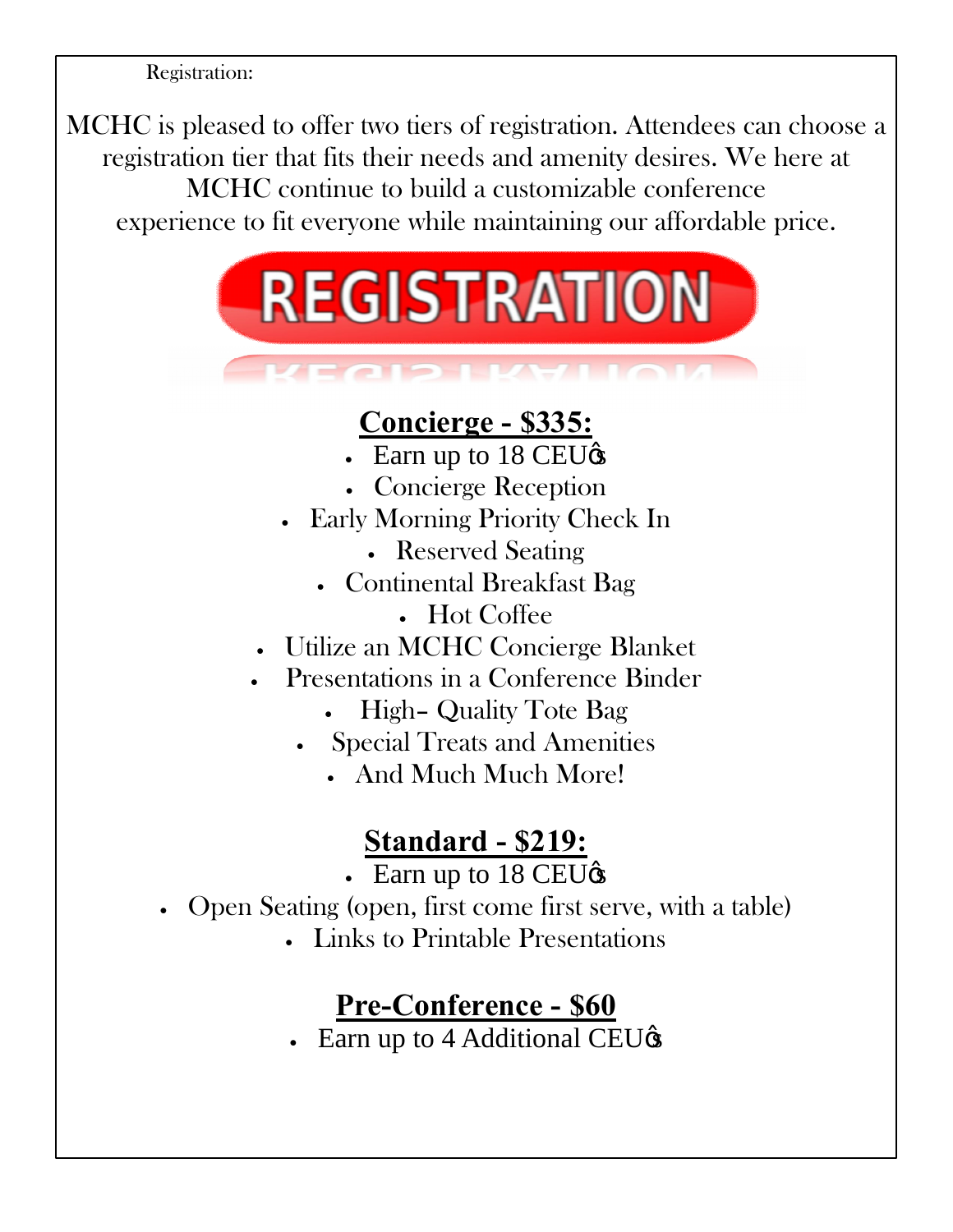Registration:

MCHC is pleased to offer two tiers of registration. Attendees can choose a registration tier that fits their needs and amenity desires. We here at MCHC continue to build a customizable conference experience to fit everyone while maintaining our affordable price.

REGISTRATION

## Concierge - $335:

- Earn up to 18 CEU's
- Concierge Reception
- Early Morning Priority Check In
- Reserved Seating
- Continental Breakfast Bag
- Hot Coffee
- Utilize an MCHC Concierge Blanket
- Presentations in a Conference Binder
- High– Quality Tote Bag
- Special Treats and Amenities
- And Much Much More!

## Standard - $219:

- Earn up to 18 CEU's
- Open Seating (open, first come first serve, with a table)
- Links to Printable Presentations

## Pre-Conference - $60

- Earn up to 4 Additional CEU's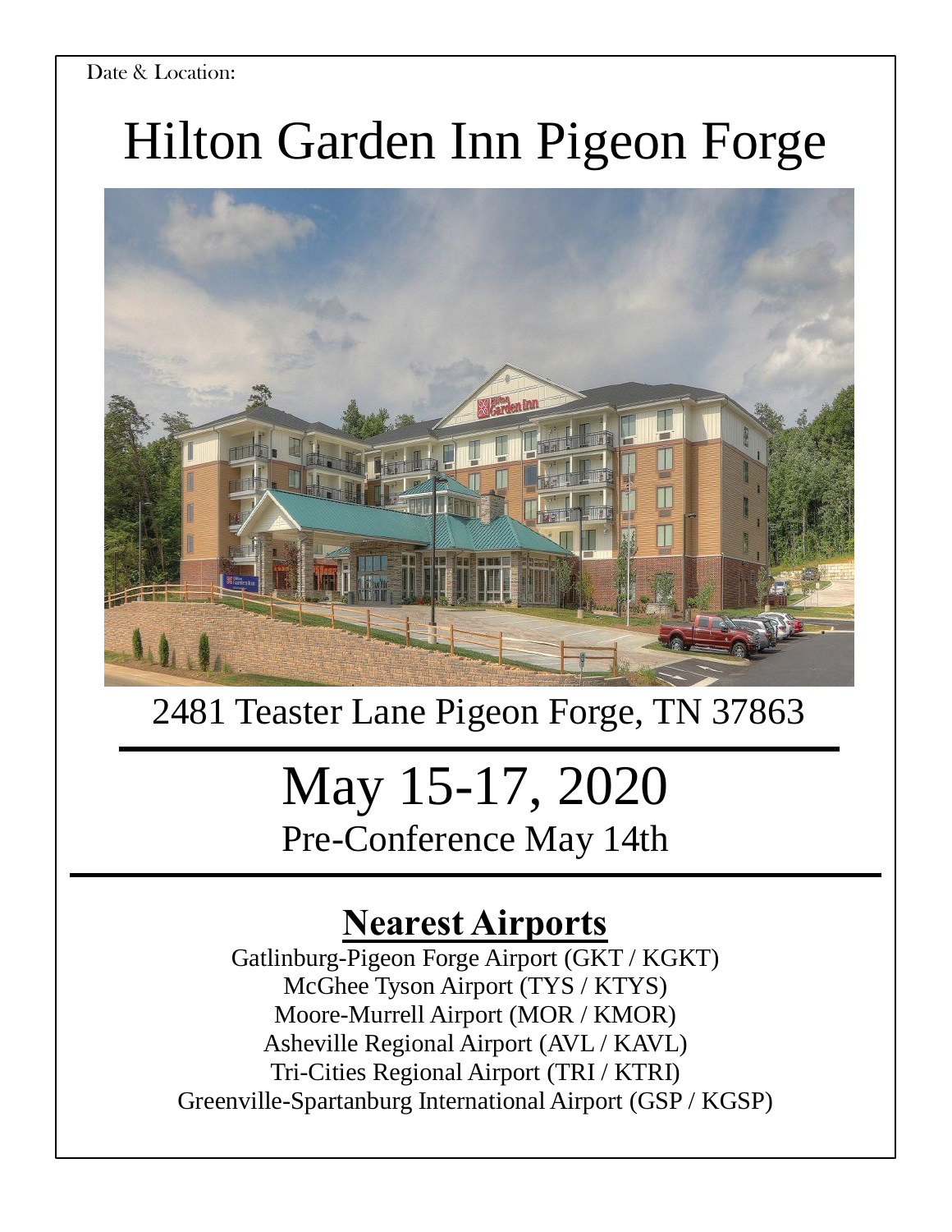Date & Location:

# Hilton Garden Inn Pigeon Forge

2481 Teaster Lane Pigeon Forge, TN 37863

---

# May 15-17, 2020

Pre-Conference May 14th

---

## Nearest Airports

Gatlinburg-Pigeon Forge Airport (GKT / KGKT)
McGhee Tyson Airport (TYS / KTYS)
Moore-Murrell Airport (MOR / KMOR)
Asheville Regional Airport (AVL / KAVL)
Tri-Cities Regional Airport (TRI / KTRI)
Greenville-Spartanburg International Airport (GSP / KGSP)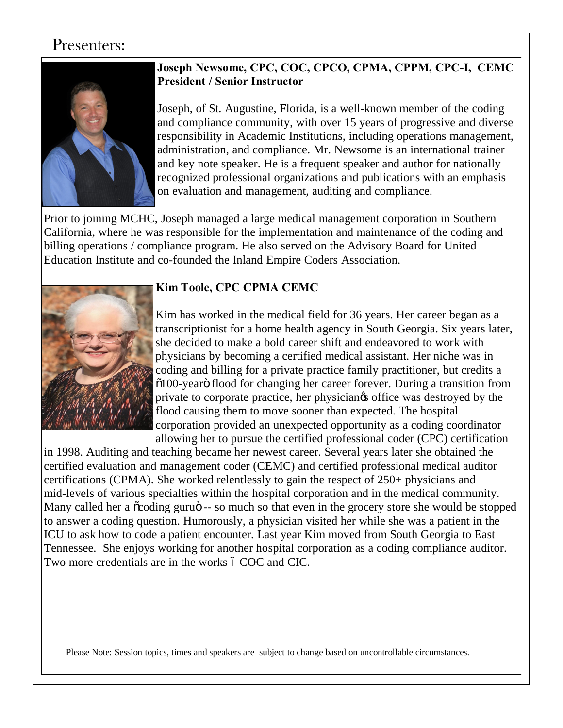# Presenters:

**Joseph Newsome, CPC, COC, CPCO, CPMA, CPPM, CPC-I, CEMC**
**President / Senior Instructor**

Joseph, of St. Augustine, Florida, is a well-known member of the coding and compliance community, with over 15 years of progressive and diverse responsibility in Academic Institutions, including operations management, administration, and compliance. Mr. Newsome is an international trainer and key note speaker. He is a frequent speaker and author for nationally recognized professional organizations and publications with an emphasis on evaluation and management, auditing and compliance.

Prior to joining MCHC, Joseph managed a large medical management corporation in Southern California, where he was responsible for the implementation and maintenance of the coding and billing operations / compliance program. He also served on the Advisory Board for United Education Institute and co-founded the Inland Empire Coders Association.

**Kim Toole, CPC CPMA CEMC**

Kim has worked in the medical field for 36 years. Her career began as a transcriptionist for a home health agency in South Georgia. Six years later, she decided to make a bold career shift and endeavored to work with physicians by becoming a certified medical assistant. Her niche was in coding and billing for a private practice family practitioner, but credits a "100-year" flood for changing her career forever. During a transition from private to corporate practice, her physician's office was destroyed by the flood causing them to move sooner than expected. The hospital corporation provided an unexpected opportunity as a coding coordinator allowing her to pursue the certified professional coder (CPC) certification in 1998. Auditing and teaching became her newest career. Several years later she obtained the certified evaluation and management coder (CEMC) and certified professional medical auditor certifications (CPMA). She worked relentlessly to gain the respect of 250+ physicians and mid-levels of various specialties within the hospital corporation and in the medical community. Many called her a "coding guru" -- so much so that even in the grocery store she would be stopped to answer a coding question. Humorously, a physician visited her while she was a patient in the ICU to ask how to code a patient encounter. Last year Kim moved from South Georgia to East Tennessee. She enjoys working for another hospital corporation as a coding compliance auditor. Two more credentials are in the works – COC and CIC.

Please Note: Session topics, times and speakers are subject to change based on uncontrollable circumstances.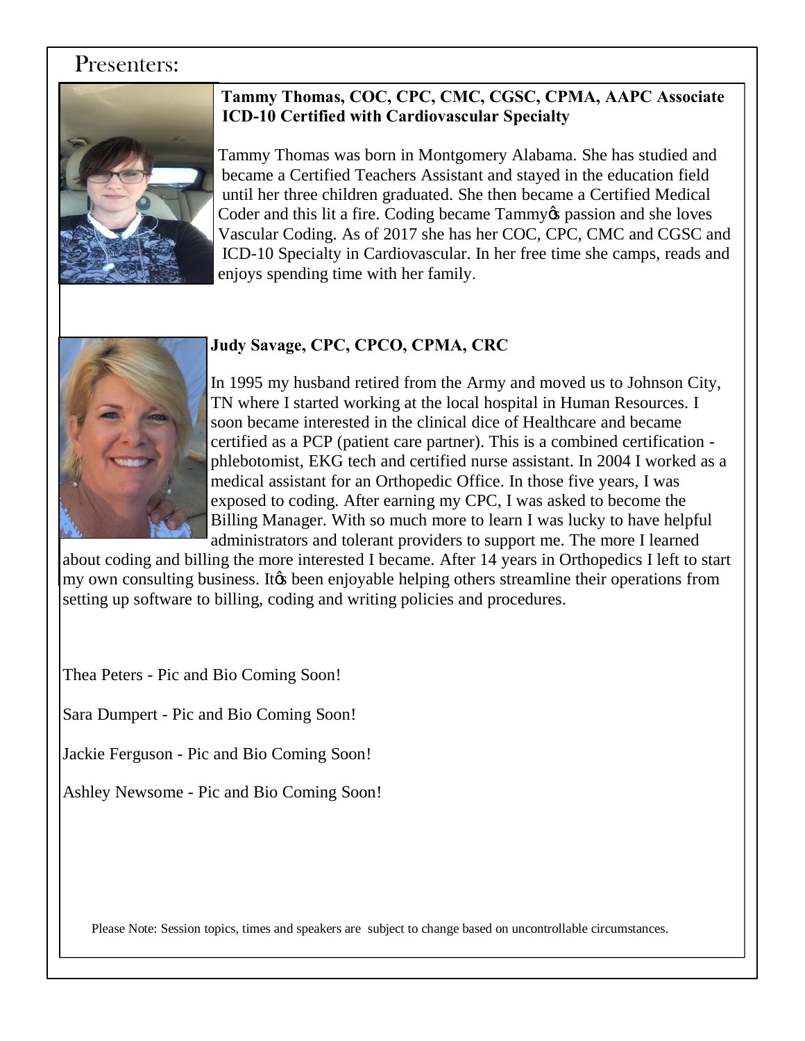# Presenters:

**Tammy Thomas, COC, CPC, CMC, CGSC, CPMA, AAPC Associate ICD-10 Certified with Cardiovascular Specialty**

Tammy Thomas was born in Montgomery Alabama. She has studied and became a Certified Teachers Assistant and stayed in the education field until her three children graduated. She then became a Certified Medical Coder and this lit a fire. Coding became Tammyǿs passion and she loves Vascular Coding. As of 2017 she has her COC, CPC, CMC and CGSC and ICD-10 Specialty in Cardiovascular. In her free time she camps, reads and enjoys spending time with her family.

**Judy Savage, CPC, CPCO, CPMA, CRC**

In 1995 my husband retired from the Army and moved us to Johnson City, TN where I started working at the local hospital in Human Resources. I soon became interested in the clinical dice of Healthcare and became certified as a PCP (patient care partner). This is a combined certification - phlebotomist, EKG tech and certified nurse assistant. In 2004 I worked as a medical assistant for an Orthopedic Office. In those five years, I was exposed to coding. After earning my CPC, I was asked to become the Billing Manager. With so much more to learn I was lucky to have helpful administrators and tolerant providers to support me. The more I learned about coding and billing the more interested I became. After 14 years in Orthopedics I left to start my own consulting business. Itǿs been enjoyable helping others streamline their operations from setting up software to billing, coding and writing policies and procedures.

Thea Peters - Pic and Bio Coming Soon!

Sara Dumpert - Pic and Bio Coming Soon!

Jackie Ferguson - Pic and Bio Coming Soon!

Ashley Newsome - Pic and Bio Coming Soon!

Please Note: Session topics, times and speakers are subject to change based on uncontrollable circumstances.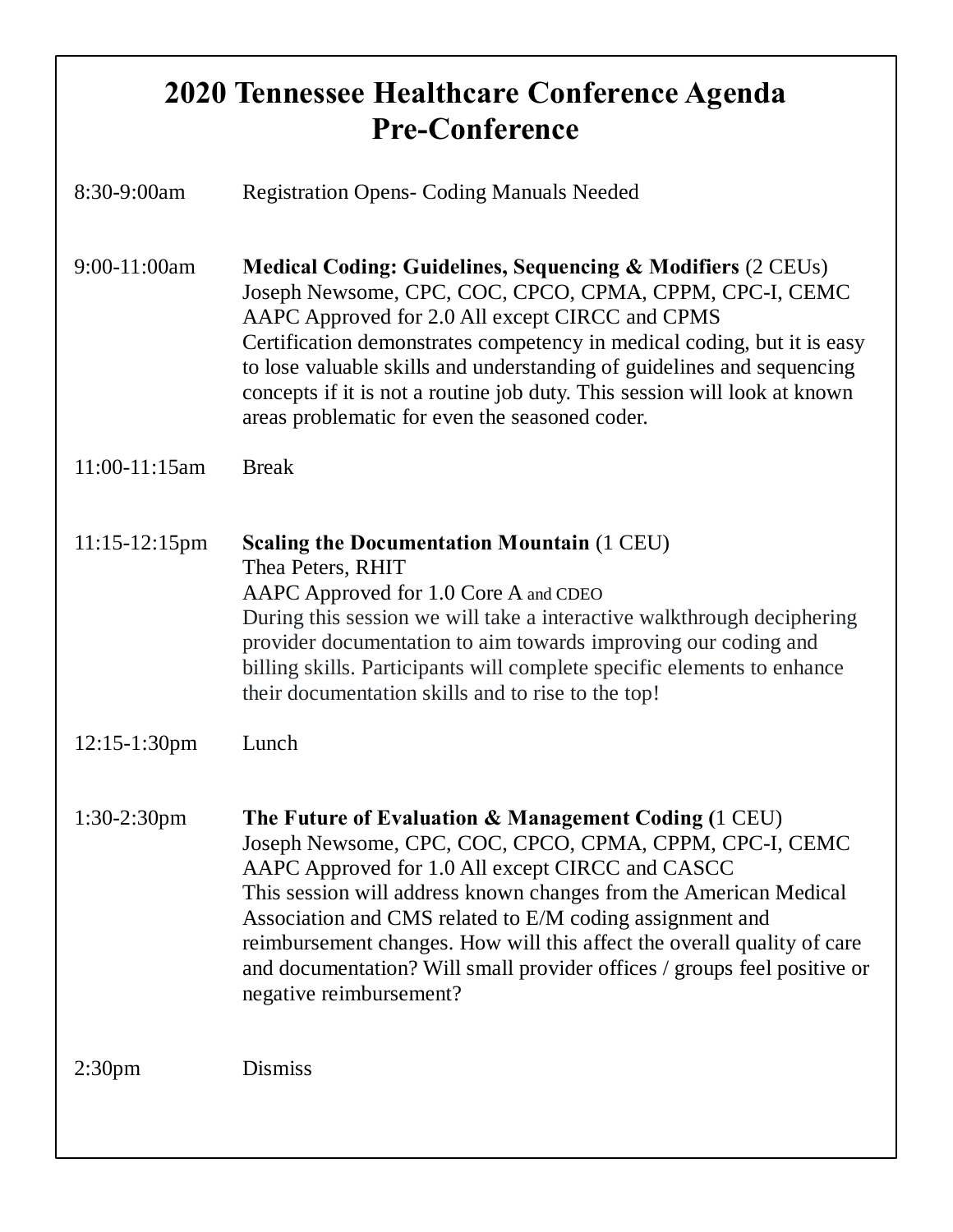# 2020 Tennessee Healthcare Conference Agenda
## Pre-Conference

| | |
|---|---|
| 8:30-9:00am | Registration Opens- Coding Manuals Needed |
| 9:00-11:00am | **Medical Coding: Guidelines, Sequencing & Modifiers** (2 CEUs)<br>Joseph Newsome, CPC, COC, CPCO, CPMA, CPPM, CPC-I, CEMC<br>AAPC Approved for 2.0 All except CIRCC and CPMS<br>Certification demonstrates competency in medical coding, but it is easy to lose valuable skills and understanding of guidelines and sequencing concepts if it is not a routine job duty. This session will look at known areas problematic for even the seasoned coder. |
| 11:00-11:15am | Break |
| 11:15-12:15pm | **Scaling the Documentation Mountain** (1 CEU)<br>Thea Peters, RHIT<br>AAPC Approved for 1.0 Core A and CDEO<br>During this session we will take a interactive walkthrough deciphering provider documentation to aim towards improving our coding and billing skills. Participants will complete specific elements to enhance their documentation skills and to rise to the top! |
| 12:15-1:30pm | Lunch |
| 1:30-2:30pm | **The Future of Evaluation & Management Coding (**1 CEU)<br>Joseph Newsome, CPC, COC, CPCO, CPMA, CPPM, CPC-I, CEMC<br>AAPC Approved for 1.0 All except CIRCC and CASCC<br>This session will address known changes from the American Medical Association and CMS related to E/M coding assignment and reimbursement changes. How will this affect the overall quality of care and documentation? Will small provider offices / groups feel positive or negative reimbursement? |
| 2:30pm | Dismiss |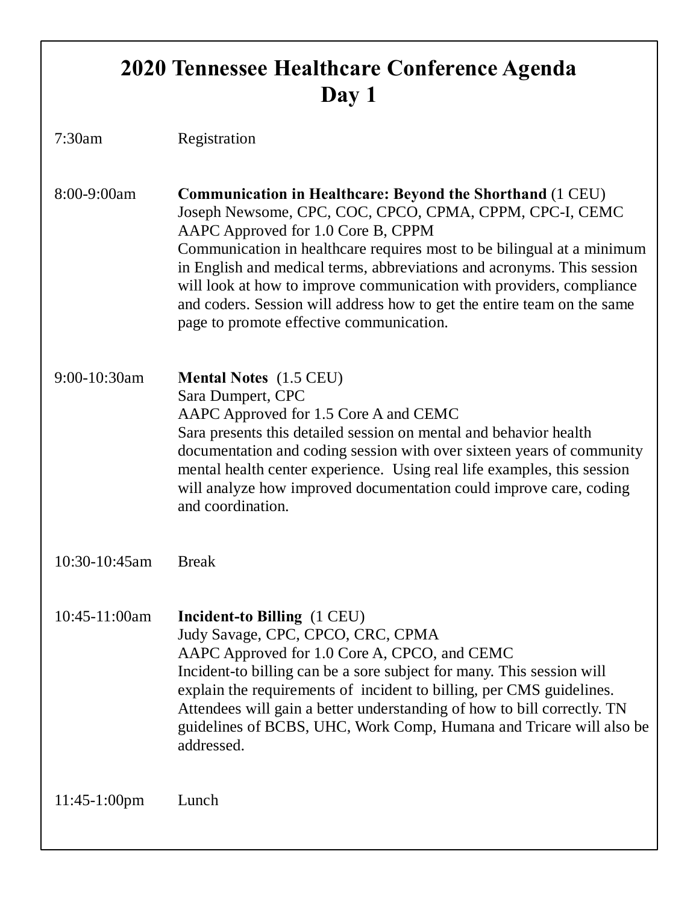# 2020 Tennessee Healthcare Conference Agenda
# Day 1

7:30am — Registration

8:00-9:00am — **Communication in Healthcare: Beyond the Shorthand** (1 CEU)
Joseph Newsome, CPC, COC, CPCO, CPMA, CPPM, CPC-I, CEMC
AAPC Approved for 1.0 Core B, CPPM
Communication in healthcare requires most to be bilingual at a minimum in English and medical terms, abbreviations and acronyms. This session will look at how to improve communication with providers, compliance and coders. Session will address how to get the entire team on the same page to promote effective communication.

9:00-10:30am — **Mental Notes** (1.5 CEU)
Sara Dumpert, CPC
AAPC Approved for 1.5 Core A and CEMC
Sara presents this detailed session on mental and behavior health documentation and coding session with over sixteen years of community mental health center experience. Using real life examples, this session will analyze how improved documentation could improve care, coding and coordination.

10:30-10:45am — Break

10:45-11:00am — **Incident-to Billing** (1 CEU)
Judy Savage, CPC, CPCO, CRC, CPMA
AAPC Approved for 1.0 Core A, CPCO, and CEMC
Incident-to billing can be a sore subject for many. This session will explain the requirements of incident to billing, per CMS guidelines. Attendees will gain a better understanding of how to bill correctly. TN guidelines of BCBS, UHC, Work Comp, Humana and Tricare will also be addressed.

11:45-1:00pm — Lunch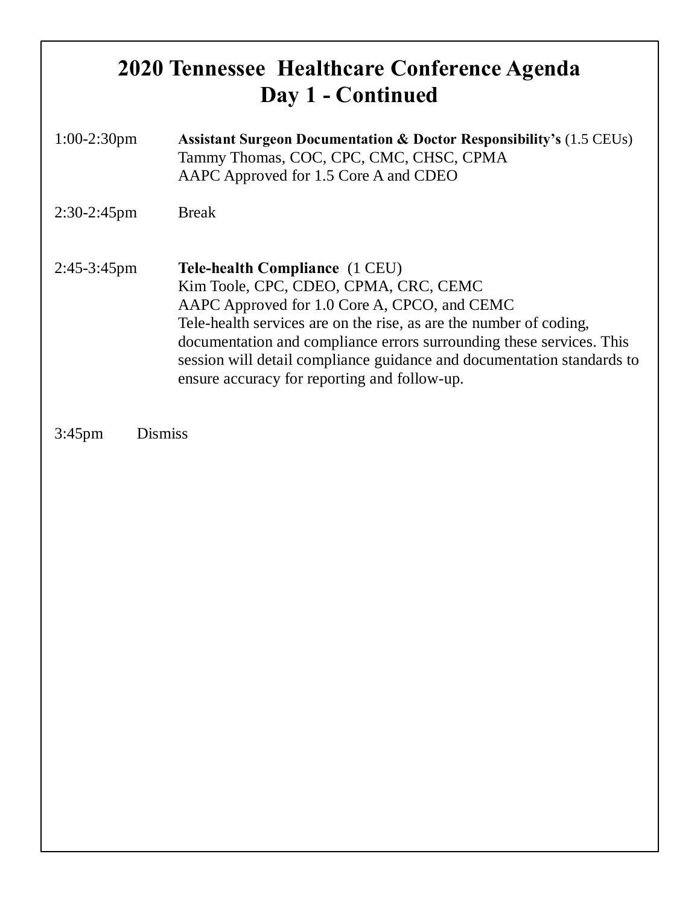# 2020 Tennessee Healthcare Conference Agenda
## Day 1 - Continued

1:00-2:30pm **Assistant Surgeon Documentation & Doctor Responsibility's** (1.5 CEUs)
Tammy Thomas, COC, CPC, CMC, CHSC, CPMA
AAPC Approved for 1.5 Core A and CDEO

2:30-2:45pm Break

2:45-3:45pm **Tele-health Compliance** (1 CEU)
Kim Toole, CPC, CDEO, CPMA, CRC, CEMC
AAPC Approved for 1.0 Core A, CPCO, and CEMC
Tele-health services are on the rise, as are the number of coding, documentation and compliance errors surrounding these services. This session will detail compliance guidance and documentation standards to ensure accuracy for reporting and follow-up.

3:45pm Dismiss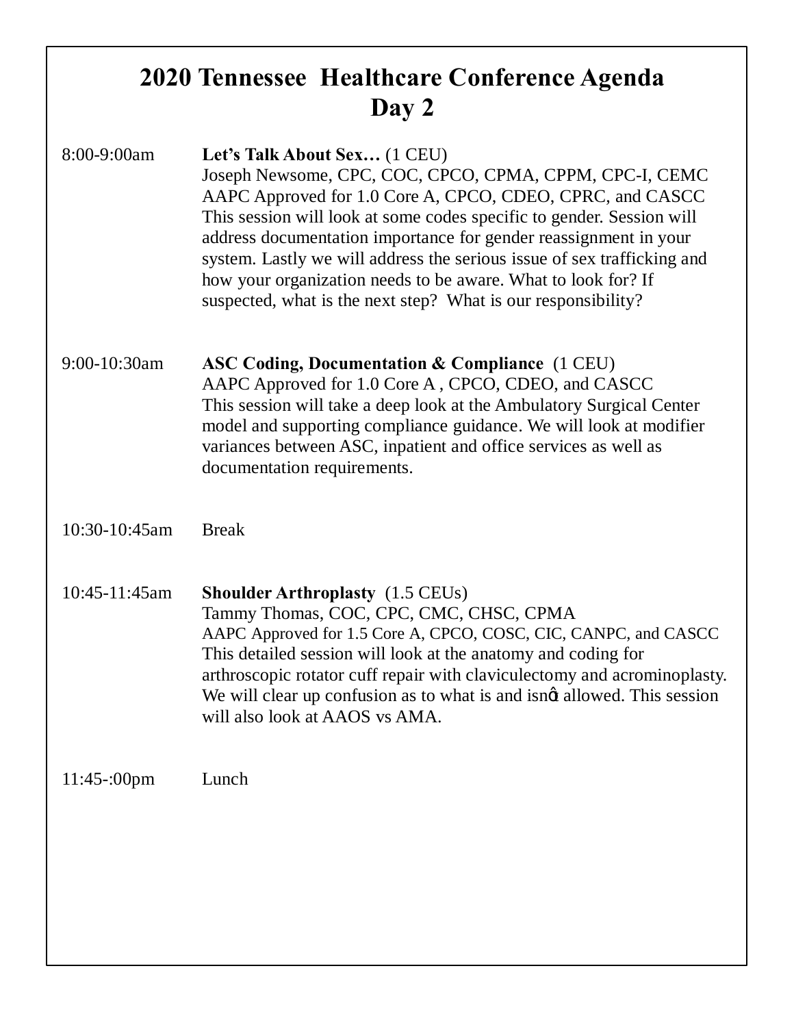# 2020 Tennessee Healthcare Conference Agenda
## Day 2

8:00-9:00am — **Let's Talk About Sex…** (1 CEU)
Joseph Newsome, CPC, COC, CPCO, CPMA, CPPM, CPC-I, CEMC
AAPC Approved for 1.0 Core A, CPCO, CDEO, CPRC, and CASCC
This session will look at some codes specific to gender. Session will address documentation importance for gender reassignment in your system. Lastly we will address the serious issue of sex trafficking and how your organization needs to be aware. What to look for? If suspected, what is the next step? What is our responsibility?

9:00-10:30am — **ASC Coding, Documentation & Compliance** (1 CEU)
AAPC Approved for 1.0 Core A , CPCO, CDEO, and CASCC
This session will take a deep look at the Ambulatory Surgical Center model and supporting compliance guidance. We will look at modifier variances between ASC, inpatient and office services as well as documentation requirements.

10:30-10:45am — Break

10:45-11:45am — **Shoulder Arthroplasty** (1.5 CEUs)
Tammy Thomas, COC, CPC, CMC, CHSC, CPMA
AAPC Approved for 1.5 Core A, CPCO, COSC, CIC, CANPC, and CASCC
This detailed session will look at the anatomy and coding for arthroscopic rotator cuff repair with claviculectomy and acrominoplasty. We will clear up confusion as to what is and isnŏt allowed. This session will also look at AAOS vs AMA.

11:45-:00pm — Lunch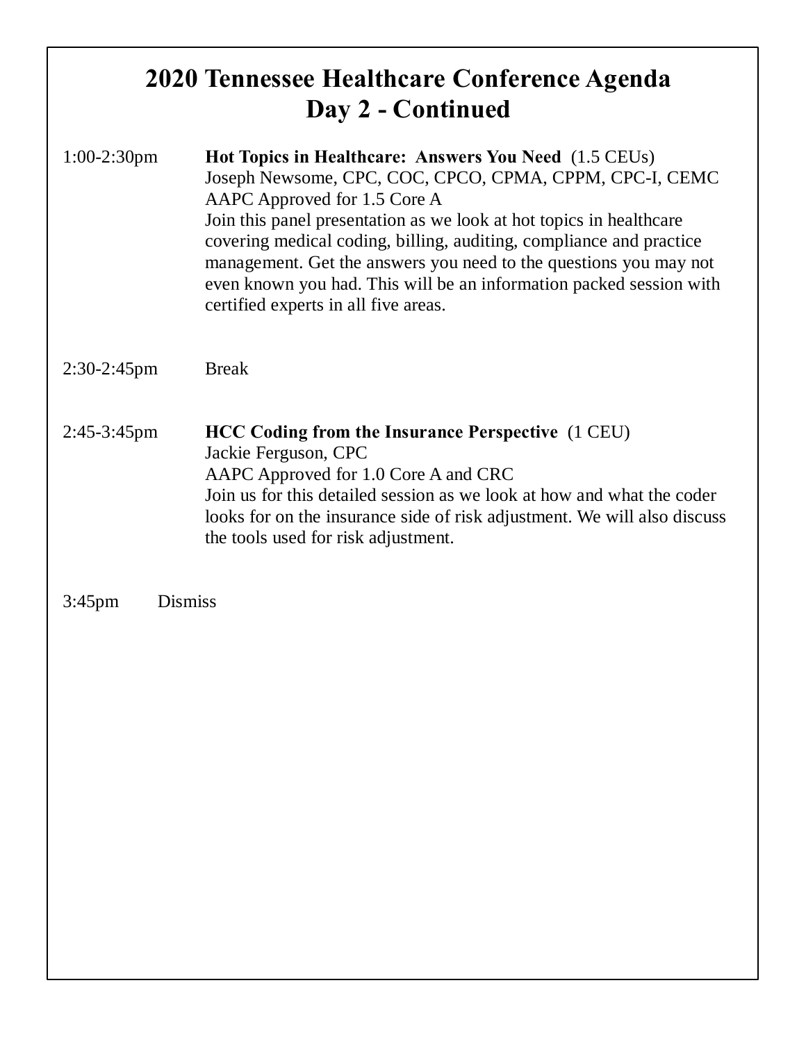# 2020 Tennessee Healthcare Conference Agenda
## Day 2 - Continued

1:00-2:30pm **Hot Topics in Healthcare: Answers You Need** (1.5 CEUs)
Joseph Newsome, CPC, COC, CPCO, CPMA, CPPM, CPC-I, CEMC
AAPC Approved for 1.5 Core A
Join this panel presentation as we look at hot topics in healthcare covering medical coding, billing, auditing, compliance and practice management. Get the answers you need to the questions you may not even known you had. This will be an information packed session with certified experts in all five areas.

2:30-2:45pm Break

2:45-3:45pm **HCC Coding from the Insurance Perspective** (1 CEU)
Jackie Ferguson, CPC
AAPC Approved for 1.0 Core A and CRC
Join us for this detailed session as we look at how and what the coder looks for on the insurance side of risk adjustment. We will also discuss the tools used for risk adjustment.

3:45pm Dismiss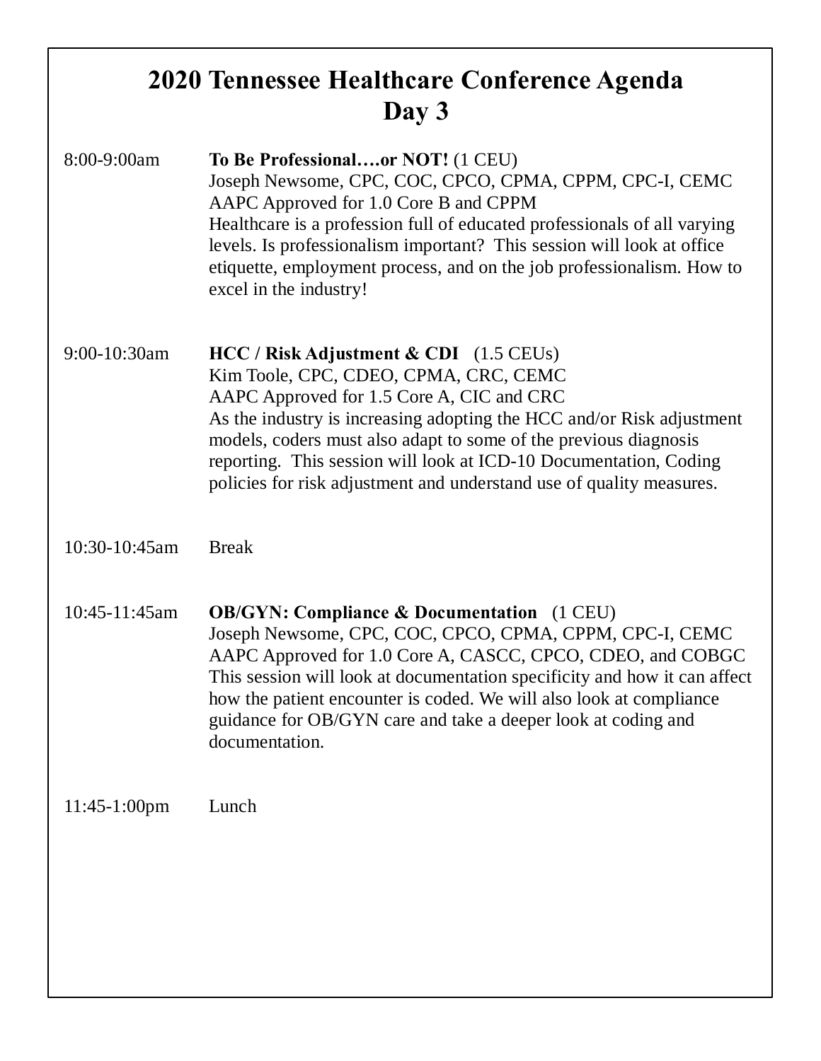# 2020 Tennessee Healthcare Conference Agenda
# Day 3

8:00-9:00am **To Be Professional….or NOT!** (1 CEU)
Joseph Newsome, CPC, COC, CPCO, CPMA, CPPM, CPC-I, CEMC
AAPC Approved for 1.0 Core B and CPPM
Healthcare is a profession full of educated professionals of all varying levels. Is professionalism important? This session will look at office etiquette, employment process, and on the job professionalism. How to excel in the industry!

9:00-10:30am **HCC / Risk Adjustment & CDI** (1.5 CEUs)
Kim Toole, CPC, CDEO, CPMA, CRC, CEMC
AAPC Approved for 1.5 Core A, CIC and CRC
As the industry is increasing adopting the HCC and/or Risk adjustment models, coders must also adapt to some of the previous diagnosis reporting. This session will look at ICD-10 Documentation, Coding policies for risk adjustment and understand use of quality measures.

10:30-10:45am Break

10:45-11:45am **OB/GYN: Compliance & Documentation** (1 CEU)
Joseph Newsome, CPC, COC, CPCO, CPMA, CPPM, CPC-I, CEMC
AAPC Approved for 1.0 Core A, CASCC, CPCO, CDEO, and COBGC
This session will look at documentation specificity and how it can affect how the patient encounter is coded. We will also look at compliance guidance for OB/GYN care and take a deeper look at coding and documentation.

11:45-1:00pm Lunch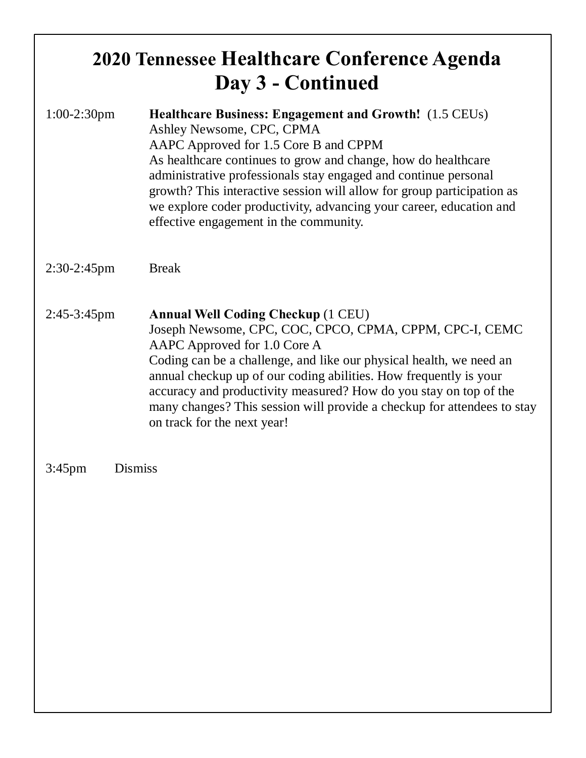# 2020 Tennessee Healthcare Conference Agenda
# Day 3 - Continued

1:00-2:30pm **Healthcare Business: Engagement and Growth!** (1.5 CEUs)
Ashley Newsome, CPC, CPMA
AAPC Approved for 1.5 Core B and CPPM
As healthcare continues to grow and change, how do healthcare administrative professionals stay engaged and continue personal growth? This interactive session will allow for group participation as we explore coder productivity, advancing your career, education and effective engagement in the community.

2:30-2:45pm Break

2:45-3:45pm **Annual Well Coding Checkup** (1 CEU)
Joseph Newsome, CPC, COC, CPCO, CPMA, CPPM, CPC-I, CEMC
AAPC Approved for 1.0 Core A
Coding can be a challenge, and like our physical health, we need an annual checkup up of our coding abilities. How frequently is your accuracy and productivity measured? How do you stay on top of the many changes? This session will provide a checkup for attendees to stay on track for the next year!

3:45pm Dismiss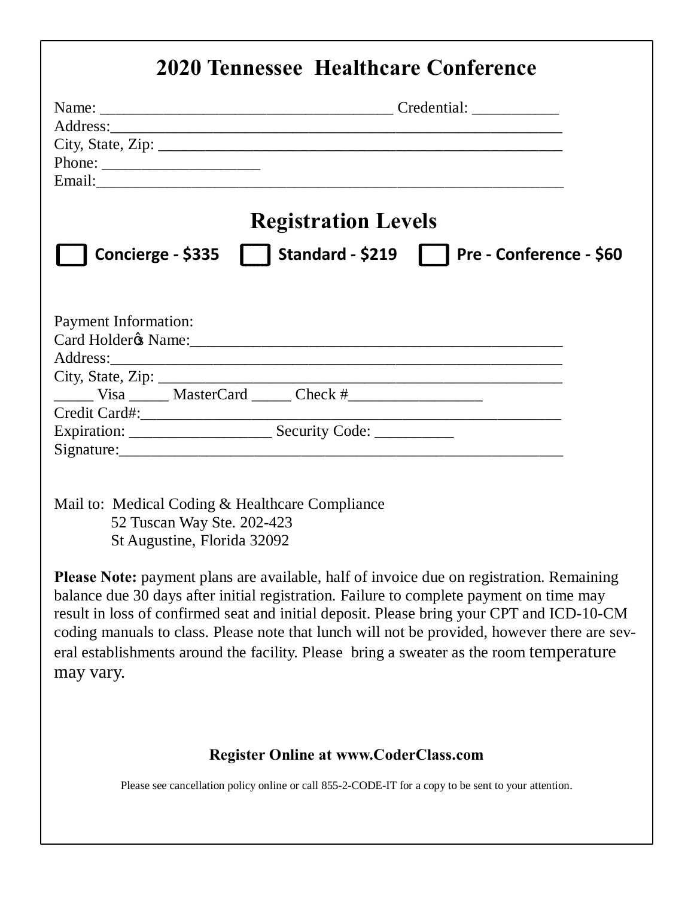# 2020 Tennessee Healthcare Conference

Name: ____________________________________ Credential: ___________
Address:_____________________________________________________________
City, State, Zip: _____________________________________________________
Phone: ____________________
Email:_______________________________________________________________

## Registration Levels

☐ **Concierge - $335** ☐ **Standard - $219** ☐ **Pre - Conference - $60**

Payment Information:
Card Holder's Name:___________________________________________________
Address:_____________________________________________________________
City, State, Zip: _____________________________________________________
_____ Visa _____ MasterCard _____ Check #_________________
Credit Card#:_________________________________________________________
Expiration: __________________ Security Code: __________
Signature:____________________________________________________________

Mail to: Medical Coding & Healthcare Compliance
52 Tuscan Way Ste. 202-423
St Augustine, Florida 32092

**Please Note:** payment plans are available, half of invoice due on registration. Remaining balance due 30 days after initial registration. Failure to complete payment on time may result in loss of confirmed seat and initial deposit. Please bring your CPT and ICD-10-CM coding manuals to class. Please note that lunch will not be provided, however there are several establishments around the facility. Please bring a sweater as the room temperature may vary.

**Register Online at www.CoderClass.com**

Please see cancellation policy online or call 855-2-CODE-IT for a copy to be sent to your attention.